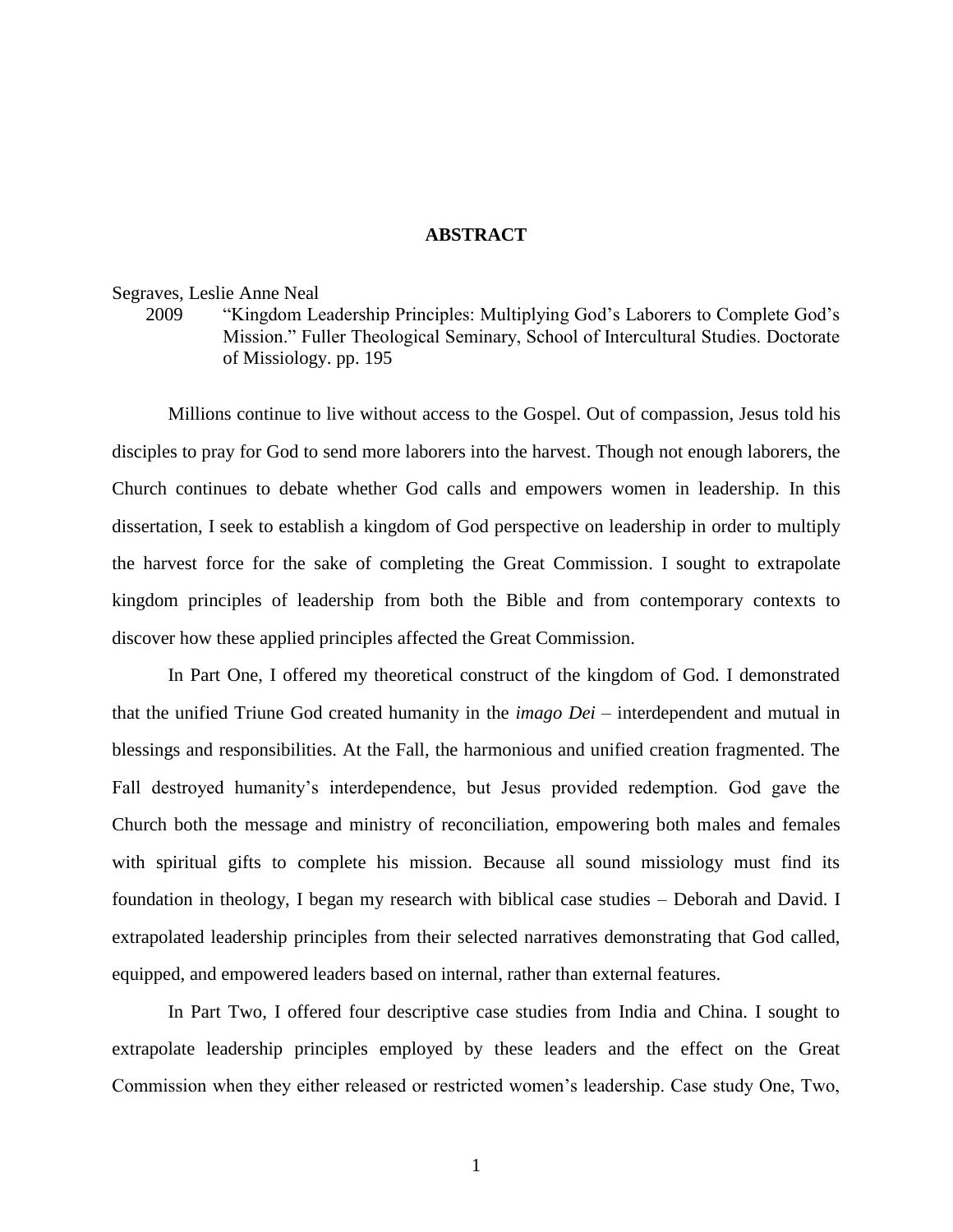# ABSTRACT

Segraves, Leslie Anne Neal

2009 "Kingdom Leadership Principles: Multiplying God's Laborers to Complete God's Mission." Fuller Theological Seminary, School of Intercultural Studies. Doctorate of Missiology. pp. 195

Millions continue to live without access to the Gospel. Out of compassion, Jesus told his disciples to pray for God to send more laborers into the harvest. Though not enough laborers, the Church continues to debate whether God calls and empowers women in leadership. In this dissertation, I seek to establish a kingdom of God perspective on leadership in order to multiply the harvest force for the sake of completing the Great Commission. I sought to extrapolate kingdom principles of leadership from both the Bible and from contemporary contexts to discover how these applied principles affected the Great Commission.

In Part One, I offered my theoretical construct of the kingdom of God. I demonstrated that the unified Triune God created humanity in the *imago Dei* – interdependent and mutual in blessings and responsibilities. At the Fall, the harmonious and unified creation fragmented. The Fall destroyed humanity's interdependence, but Jesus provided redemption. God gave the Church both the message and ministry of reconciliation, empowering both males and females with spiritual gifts to complete his mission. Because all sound missiology must find its foundation in theology, I began my research with biblical case studies – Deborah and David. I extrapolated leadership principles from their selected narratives demonstrating that God called, equipped, and empowered leaders based on internal, rather than external features.

In Part Two, I offered four descriptive case studies from India and China. I sought to extrapolate leadership principles employed by these leaders and the effect on the Great Commission when they either released or restricted women's leadership. Case study One, Two,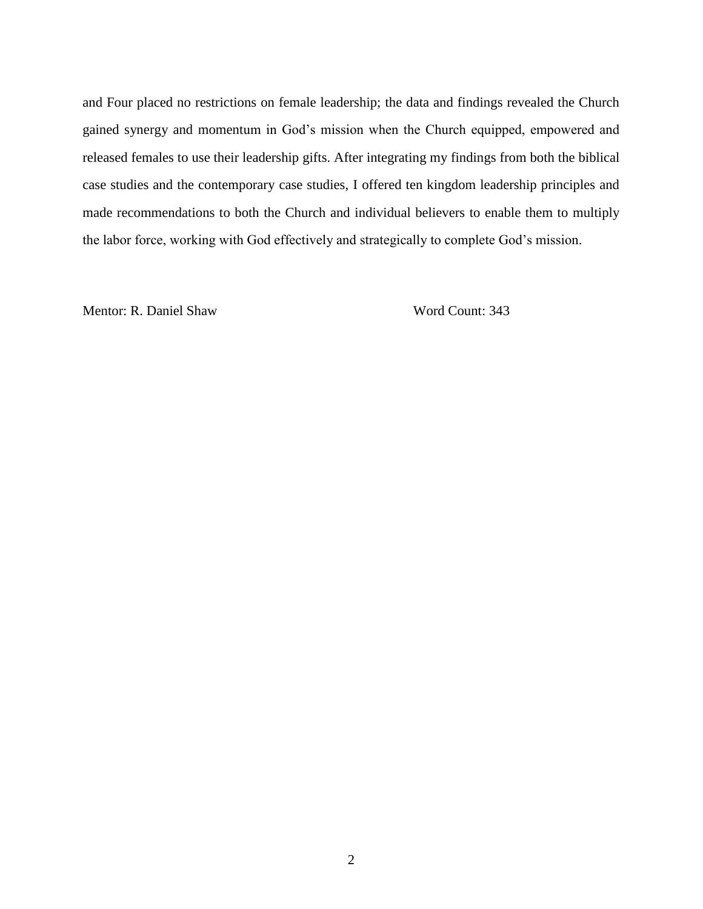and Four placed no restrictions on female leadership; the data and findings revealed the Church gained synergy and momentum in God's mission when the Church equipped, empowered and released females to use their leadership gifts. After integrating my findings from both the biblical case studies and the contemporary case studies, I offered ten kingdom leadership principles and made recommendations to both the Church and individual believers to enable them to multiply the labor force, working with God effectively and strategically to complete God's mission.

Mentor: R. Daniel Shaw Word Count: 343